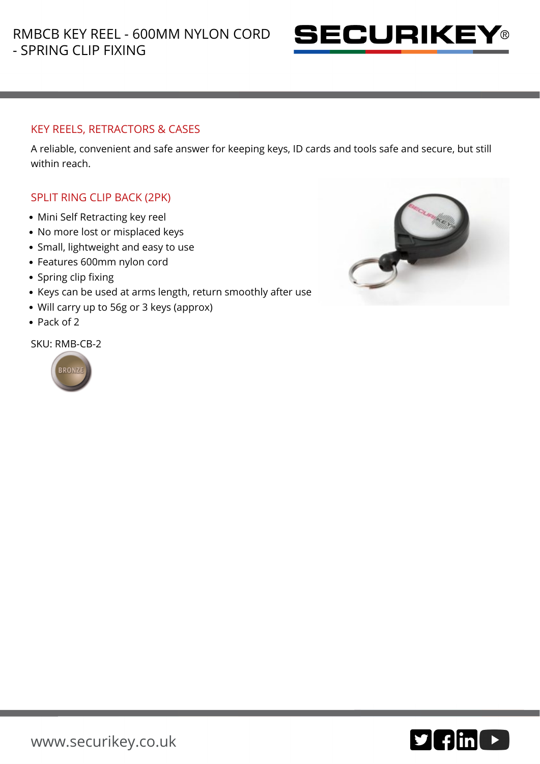# RMBCB KEY REEL - 600MM NYLON CORD - SPRING CLIP FIXING

## KEY REELS, RETRACTORS & CASES

A reliable, convenient and safe answer for keeping keys, ID cards and tools safe and secure, but still within reach.

## SPLIT RING CLIP BACK (2PK)

- Mini Self Retracting key reel
- No more lost or misplaced keys
- Small, lightweight and easy to use
- Features 600mm nylon cord
- Spring clip fixing
- Keys can be used at arms length, return smoothly after use
- Will carry up to 56g or 3 keys (approx)
- Pack of 2

SKU: RMB-CB-2

BRONZE

www.securikey.co.uk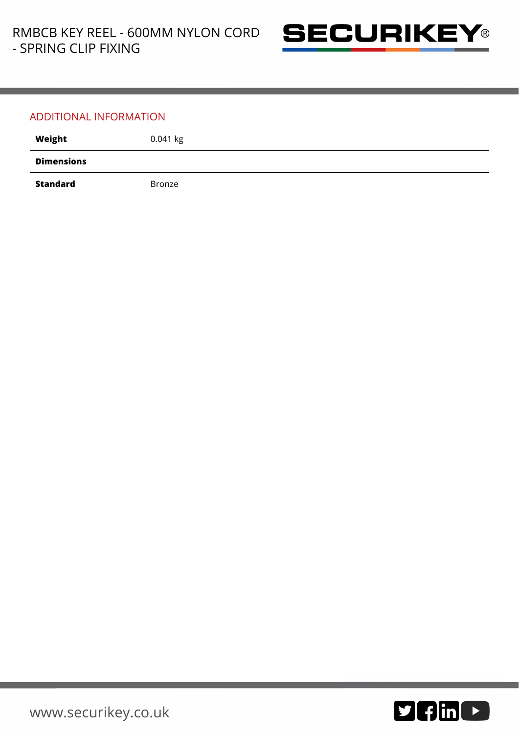## ADDITIONAL INFORMATION

| **Weight** | 0.041 kg |
|---|---|
| **Dimensions** | |
| **Standard** | Bronze |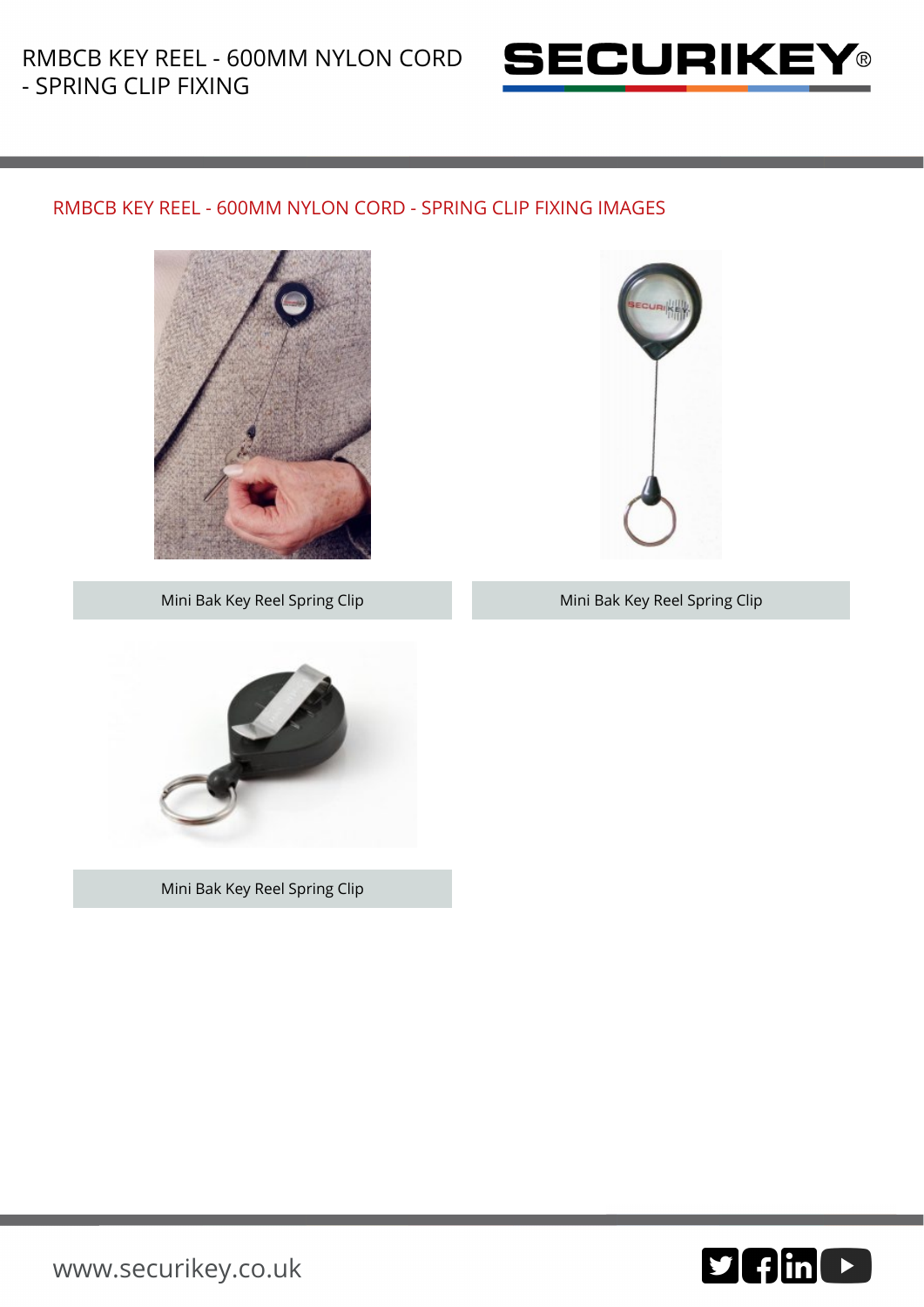## RMBCB KEY REEL - 600MM NYLON CORD - SPRING CLIP FIXING IMAGES

Mini Bak Key Reel Spring Clip

Mini Bak Key Reel Spring Clip

Mini Bak Key Reel Spring Clip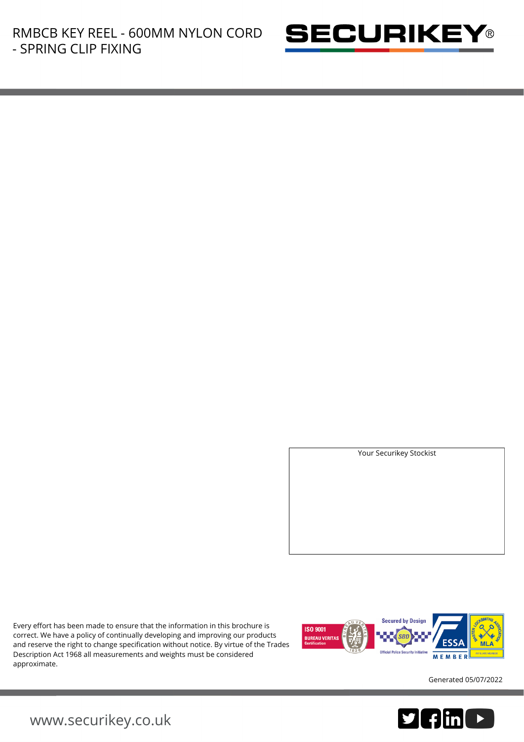# RMBCB KEY REEL - 600MM NYLON CORD - SPRING CLIP FIXING

Your Securikey Stockist

Every effort has been made to ensure that the information in this brochure is correct. We have a policy of continually developing and improving our products and reserve the right to change specification without notice. By virtue of the Trades Description Act 1968 all measurements and weights must be considered approximate.

Generated 05/07/2022

www.securikey.co.uk